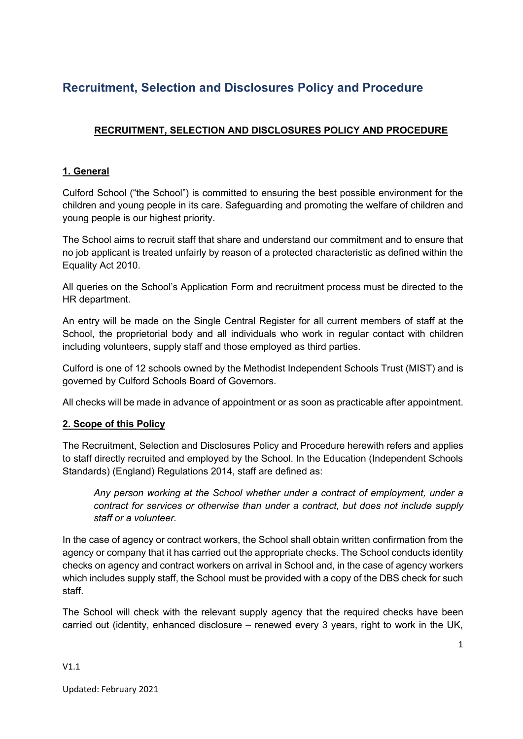# Recruitment, Selection and Disclosures Policy and Procedure

## RECRUITMENT, SELECTION AND DISCLOSURES POLICY AND PROCEDURE

### 1. General

Culford School ("the School") is committed to ensuring the best possible environment for the children and young people in its care. Safeguarding and promoting the welfare of children and young people is our highest priority.

The School aims to recruit staff that share and understand our commitment and to ensure that no job applicant is treated unfairly by reason of a protected characteristic as defined within the Equality Act 2010.

All queries on the School's Application Form and recruitment process must be directed to the HR department.

An entry will be made on the Single Central Register for all current members of staff at the School, the proprietorial body and all individuals who work in regular contact with children including volunteers, supply staff and those employed as third parties.

Culford is one of 12 schools owned by the Methodist Independent Schools Trust (MIST) and is governed by Culford Schools Board of Governors.

All checks will be made in advance of appointment or as soon as practicable after appointment.

### 2. Scope of this Policy

The Recruitment, Selection and Disclosures Policy and Procedure herewith refers and applies to staff directly recruited and employed by the School. In the Education (Independent Schools Standards) (England) Regulations 2014, staff are defined as:

> *Any person working at the School whether under a contract of employment, under a contract for services or otherwise than under a contract, but does not include supply staff or a volunteer.*

In the case of agency or contract workers, the School shall obtain written confirmation from the agency or company that it has carried out the appropriate checks. The School conducts identity checks on agency and contract workers on arrival in School and, in the case of agency workers which includes supply staff, the School must be provided with a copy of the DBS check for such staff.

The School will check with the relevant supply agency that the required checks have been carried out (identity, enhanced disclosure – renewed every 3 years, right to work in the UK,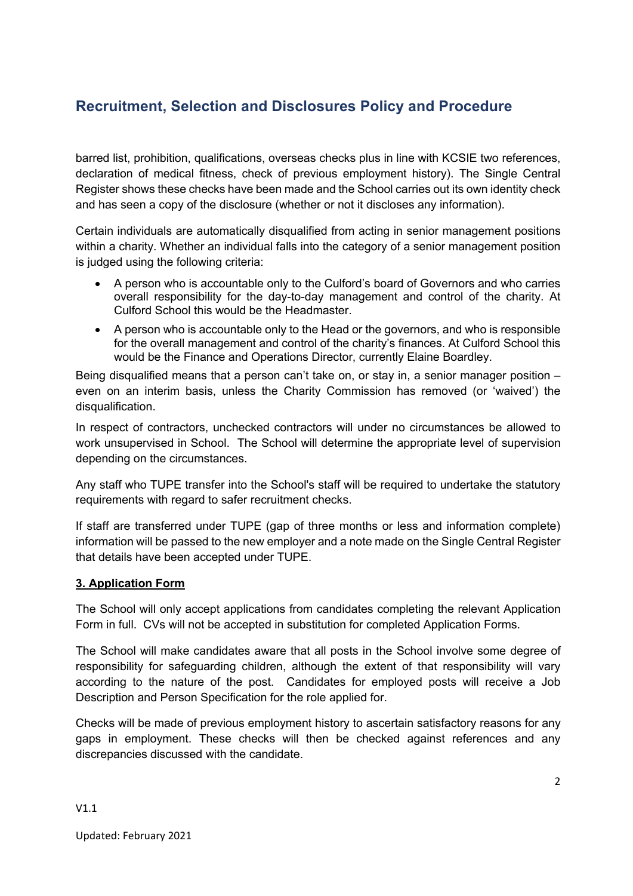barred list, prohibition, qualifications, overseas checks plus in line with KCSIE two references, declaration of medical fitness, check of previous employment history). The Single Central Register shows these checks have been made and the School carries out its own identity check and has seen a copy of the disclosure (whether or not it discloses any information).

Certain individuals are automatically disqualified from acting in senior management positions within a charity. Whether an individual falls into the category of a senior management position is judged using the following criteria:

- A person who is accountable only to the Culford's board of Governors and who carries overall responsibility for the day-to-day management and control of the charity. At Culford School this would be the Headmaster.
- A person who is accountable only to the Head or the governors, and who is responsible for the overall management and control of the charity's finances. At Culford School this would be the Finance and Operations Director, currently Elaine Boardley.

Being disqualified means that a person can't take on, or stay in, a senior manager position – even on an interim basis, unless the Charity Commission has removed (or 'waived') the disqualification.

In respect of contractors, unchecked contractors will under no circumstances be allowed to work unsupervised in School. The School will determine the appropriate level of supervision depending on the circumstances.

Any staff who TUPE transfer into the School's staff will be required to undertake the statutory requirements with regard to safer recruitment checks.

If staff are transferred under TUPE (gap of three months or less and information complete) information will be passed to the new employer and a note made on the Single Central Register that details have been accepted under TUPE.

## 3. Application Form

The School will only accept applications from candidates completing the relevant Application Form in full. CVs will not be accepted in substitution for completed Application Forms.

The School will make candidates aware that all posts in the School involve some degree of responsibility for safeguarding children, although the extent of that responsibility will vary according to the nature of the post. Candidates for employed posts will receive a Job Description and Person Specification for the role applied for.

Checks will be made of previous employment history to ascertain satisfactory reasons for any gaps in employment. These checks will then be checked against references and any discrepancies discussed with the candidate.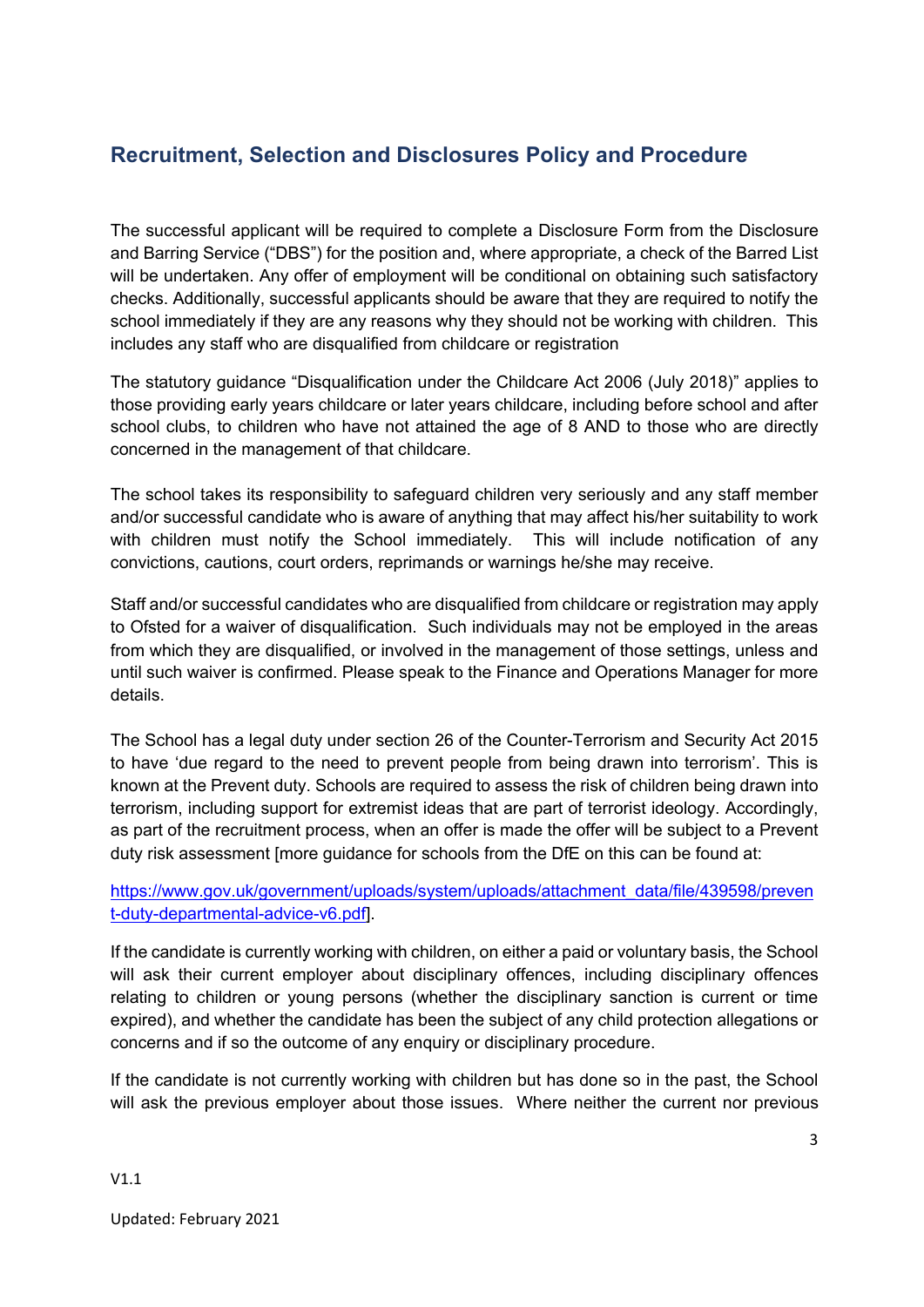## Recruitment, Selection and Disclosures Policy and Procedure

The successful applicant will be required to complete a Disclosure Form from the Disclosure and Barring Service ("DBS") for the position and, where appropriate, a check of the Barred List will be undertaken. Any offer of employment will be conditional on obtaining such satisfactory checks. Additionally, successful applicants should be aware that they are required to notify the school immediately if they are any reasons why they should not be working with children. This includes any staff who are disqualified from childcare or registration

The statutory guidance "Disqualification under the Childcare Act 2006 (July 2018)" applies to those providing early years childcare or later years childcare, including before school and after school clubs, to children who have not attained the age of 8 AND to those who are directly concerned in the management of that childcare.

The school takes its responsibility to safeguard children very seriously and any staff member and/or successful candidate who is aware of anything that may affect his/her suitability to work with children must notify the School immediately. This will include notification of any convictions, cautions, court orders, reprimands or warnings he/she may receive.

Staff and/or successful candidates who are disqualified from childcare or registration may apply to Ofsted for a waiver of disqualification. Such individuals may not be employed in the areas from which they are disqualified, or involved in the management of those settings, unless and until such waiver is confirmed. Please speak to the Finance and Operations Manager for more details.

The School has a legal duty under section 26 of the Counter-Terrorism and Security Act 2015 to have 'due regard to the need to prevent people from being drawn into terrorism'. This is known at the Prevent duty. Schools are required to assess the risk of children being drawn into terrorism, including support for extremist ideas that are part of terrorist ideology. Accordingly, as part of the recruitment process, when an offer is made the offer will be subject to a Prevent duty risk assessment [more guidance for schools from the DfE on this can be found at:

[https://www.gov.uk/government/uploads/system/uploads/attachment_data/file/439598/prevent-duty-departmental-advice-v6.pdf](https://www.gov.uk/government/uploads/system/uploads/attachment_data/file/439598/prevent-duty-departmental-advice-v6.pdf)].

If the candidate is currently working with children, on either a paid or voluntary basis, the School will ask their current employer about disciplinary offences, including disciplinary offences relating to children or young persons (whether the disciplinary sanction is current or time expired), and whether the candidate has been the subject of any child protection allegations or concerns and if so the outcome of any enquiry or disciplinary procedure.

If the candidate is not currently working with children but has done so in the past, the School will ask the previous employer about those issues. Where neither the current nor previous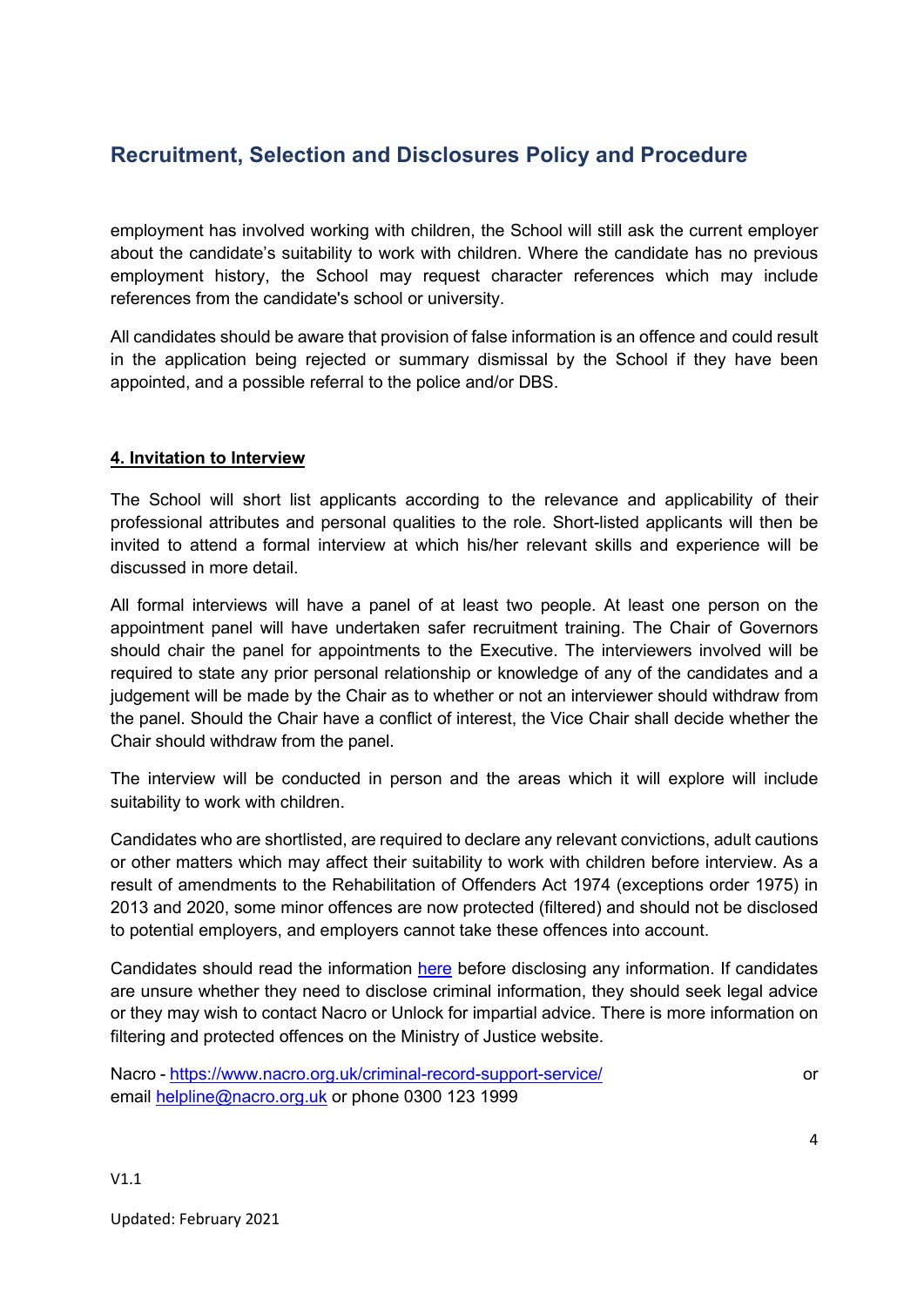employment has involved working with children, the School will still ask the current employer about the candidate's suitability to work with children. Where the candidate has no previous employment history, the School may request character references which may include references from the candidate's school or university.

All candidates should be aware that provision of false information is an offence and could result in the application being rejected or summary dismissal by the School if they have been appointed, and a possible referral to the police and/or DBS.

## 4. Invitation to Interview

The School will short list applicants according to the relevance and applicability of their professional attributes and personal qualities to the role. Short-listed applicants will then be invited to attend a formal interview at which his/her relevant skills and experience will be discussed in more detail.

All formal interviews will have a panel of at least two people. At least one person on the appointment panel will have undertaken safer recruitment training. The Chair of Governors should chair the panel for appointments to the Executive. The interviewers involved will be required to state any prior personal relationship or knowledge of any of the candidates and a judgement will be made by the Chair as to whether or not an interviewer should withdraw from the panel. Should the Chair have a conflict of interest, the Vice Chair shall decide whether the Chair should withdraw from the panel.

The interview will be conducted in person and the areas which it will explore will include suitability to work with children.

Candidates who are shortlisted, are required to declare any relevant convictions, adult cautions or other matters which may affect their suitability to work with children before interview. As a result of amendments to the Rehabilitation of Offenders Act 1974 (exceptions order 1975) in 2013 and 2020, some minor offences are now protected (filtered) and should not be disclosed to potential employers, and employers cannot take these offences into account.

Candidates should read the information [here] before disclosing any information. If candidates are unsure whether they need to disclose criminal information, they should seek legal advice or they may wish to contact Nacro or Unlock for impartial advice. There is more information on filtering and protected offences on the Ministry of Justice website.

Nacro - https://www.nacro.org.uk/criminal-record-support-service/ or email helpline@nacro.org.uk or phone 0300 123 1999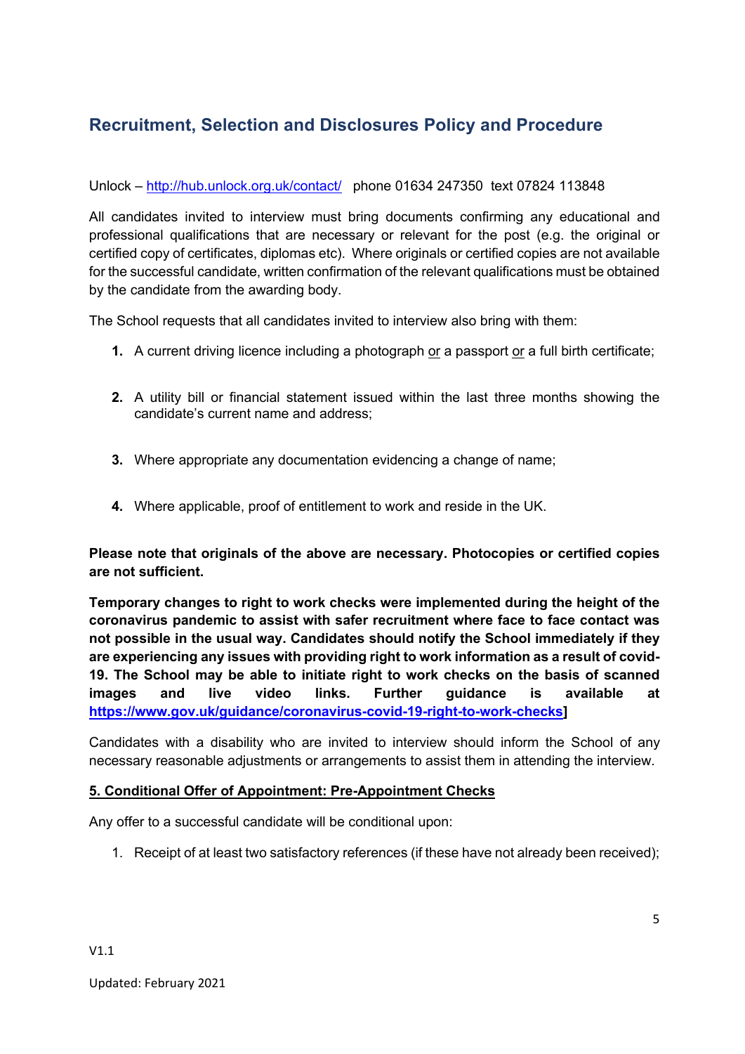Unlock – http://hub.unlock.org.uk/contact/ phone 01634 247350 text 07824 113848

All candidates invited to interview must bring documents confirming any educational and professional qualifications that are necessary or relevant for the post (e.g. the original or certified copy of certificates, diplomas etc). Where originals or certified copies are not available for the successful candidate, written confirmation of the relevant qualifications must be obtained by the candidate from the awarding body.

The School requests that all candidates invited to interview also bring with them:

1. A current driving licence including a photograph or a passport or a full birth certificate;
2. A utility bill or financial statement issued within the last three months showing the candidate's current name and address;
3. Where appropriate any documentation evidencing a change of name;
4. Where applicable, proof of entitlement to work and reside in the UK.

**Please note that originals of the above are necessary. Photocopies or certified copies are not sufficient.**

**Temporary changes to right to work checks were implemented during the height of the coronavirus pandemic to assist with safer recruitment where face to face contact was not possible in the usual way. Candidates should notify the School immediately if they are experiencing any issues with providing right to work information as a result of covid-19. The School may be able to initiate right to work checks on the basis of scanned images and live video links. Further guidance is available at https://www.gov.uk/guidance/coronavirus-covid-19-right-to-work-checks]**

Candidates with a disability who are invited to interview should inform the School of any necessary reasonable adjustments or arrangements to assist them in attending the interview.

## 5. Conditional Offer of Appointment: Pre-Appointment Checks

Any offer to a successful candidate will be conditional upon:

1. Receipt of at least two satisfactory references (if these have not already been received);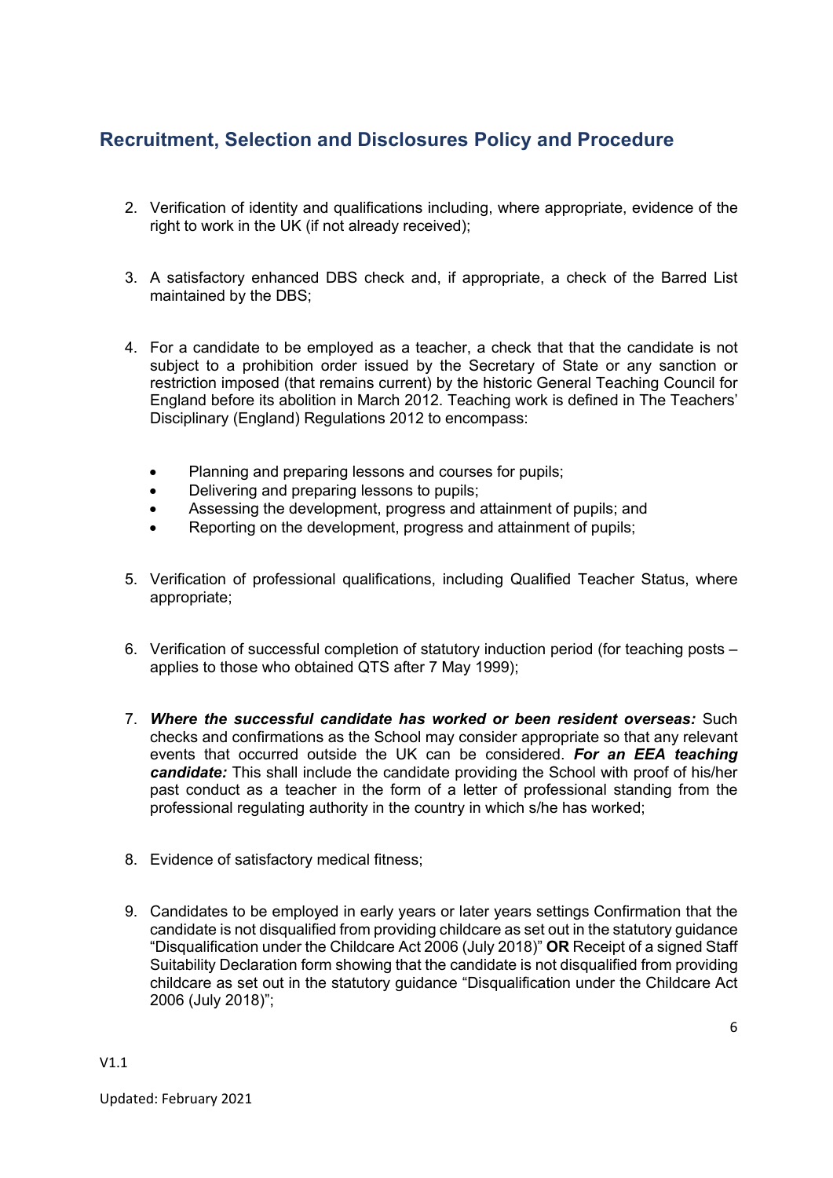## Recruitment, Selection and Disclosures Policy and Procedure

2. Verification of identity and qualifications including, where appropriate, evidence of the right to work in the UK (if not already received);

3. A satisfactory enhanced DBS check and, if appropriate, a check of the Barred List maintained by the DBS;

4. For a candidate to be employed as a teacher, a check that that the candidate is not subject to a prohibition order issued by the Secretary of State or any sanction or restriction imposed (that remains current) by the historic General Teaching Council for England before its abolition in March 2012. Teaching work is defined in The Teachers' Disciplinary (England) Regulations 2012 to encompass:

    - Planning and preparing lessons and courses for pupils;
    - Delivering and preparing lessons to pupils;
    - Assessing the development, progress and attainment of pupils; and
    - Reporting on the development, progress and attainment of pupils;

5. Verification of professional qualifications, including Qualified Teacher Status, where appropriate;

6. Verification of successful completion of statutory induction period (for teaching posts – applies to those who obtained QTS after 7 May 1999);

7. ***Where the successful candidate has worked or been resident overseas:*** Such checks and confirmations as the School may consider appropriate so that any relevant events that occurred outside the UK can be considered. ***For an EEA teaching candidate:*** This shall include the candidate providing the School with proof of his/her past conduct as a teacher in the form of a letter of professional standing from the professional regulating authority in the country in which s/he has worked;

8. Evidence of satisfactory medical fitness;

9. Candidates to be employed in early years or later years settings Confirmation that the candidate is not disqualified from providing childcare as set out in the statutory guidance "Disqualification under the Childcare Act 2006 (July 2018)" **OR** Receipt of a signed Staff Suitability Declaration form showing that the candidate is not disqualified from providing childcare as set out in the statutory guidance "Disqualification under the Childcare Act 2006 (July 2018)";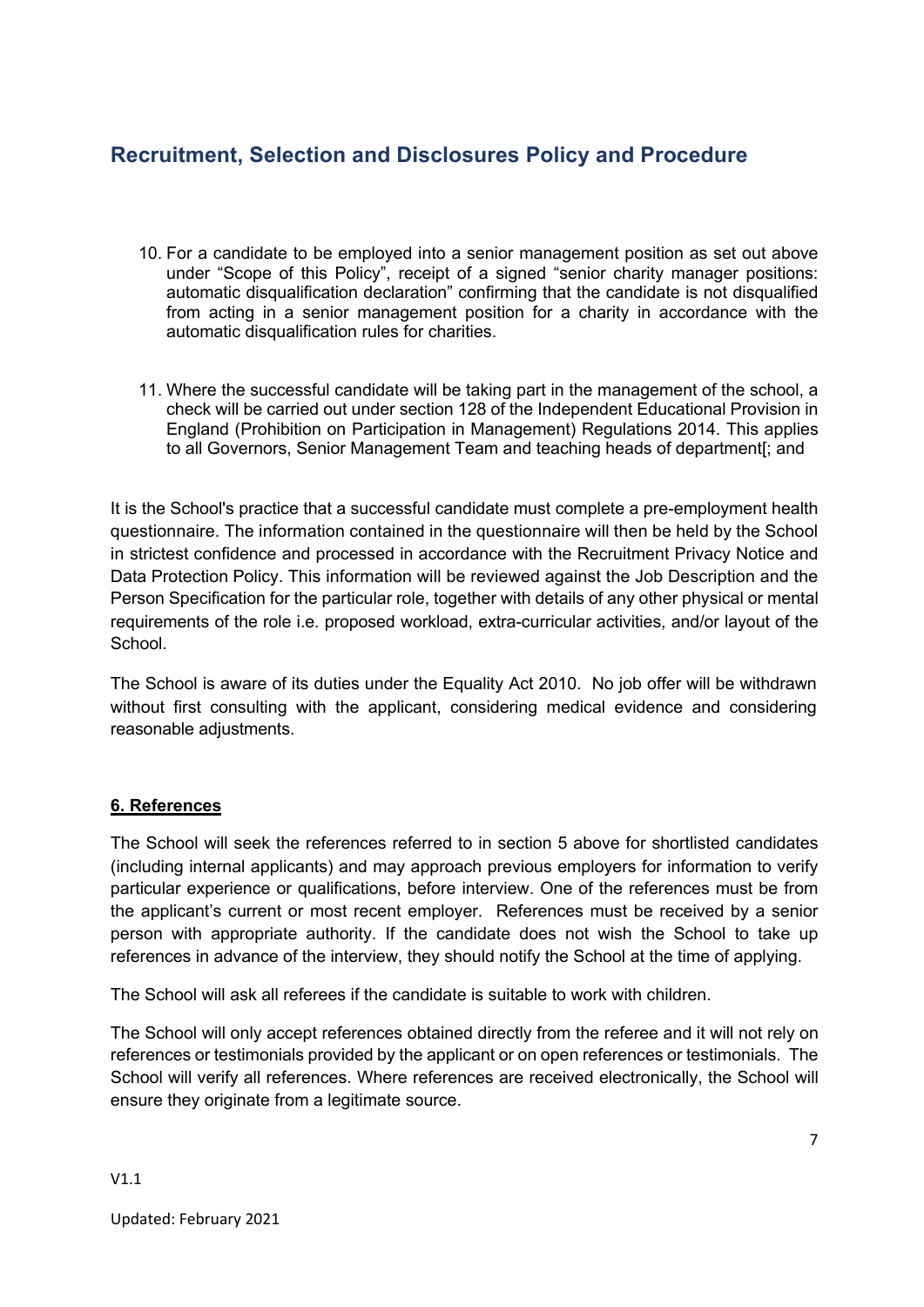10. For a candidate to be employed into a senior management position as set out above under "Scope of this Policy", receipt of a signed "senior charity manager positions: automatic disqualification declaration" confirming that the candidate is not disqualified from acting in a senior management position for a charity in accordance with the automatic disqualification rules for charities.

11. Where the successful candidate will be taking part in the management of the school, a check will be carried out under section 128 of the Independent Educational Provision in England (Prohibition on Participation in Management) Regulations 2014. This applies to all Governors, Senior Management Team and teaching heads of department[; and

It is the School's practice that a successful candidate must complete a pre-employment health questionnaire. The information contained in the questionnaire will then be held by the School in strictest confidence and processed in accordance with the Recruitment Privacy Notice and Data Protection Policy. This information will be reviewed against the Job Description and the Person Specification for the particular role, together with details of any other physical or mental requirements of the role i.e. proposed workload, extra-curricular activities, and/or layout of the School.

The School is aware of its duties under the Equality Act 2010. No job offer will be withdrawn without first consulting with the applicant, considering medical evidence and considering reasonable adjustments.

## 6. References

The School will seek the references referred to in section 5 above for shortlisted candidates (including internal applicants) and may approach previous employers for information to verify particular experience or qualifications, before interview. One of the references must be from the applicant's current or most recent employer. References must be received by a senior person with appropriate authority. If the candidate does not wish the School to take up references in advance of the interview, they should notify the School at the time of applying.

The School will ask all referees if the candidate is suitable to work with children.

The School will only accept references obtained directly from the referee and it will not rely on references or testimonials provided by the applicant or on open references or testimonials. The School will verify all references. Where references are received electronically, the School will ensure they originate from a legitimate source.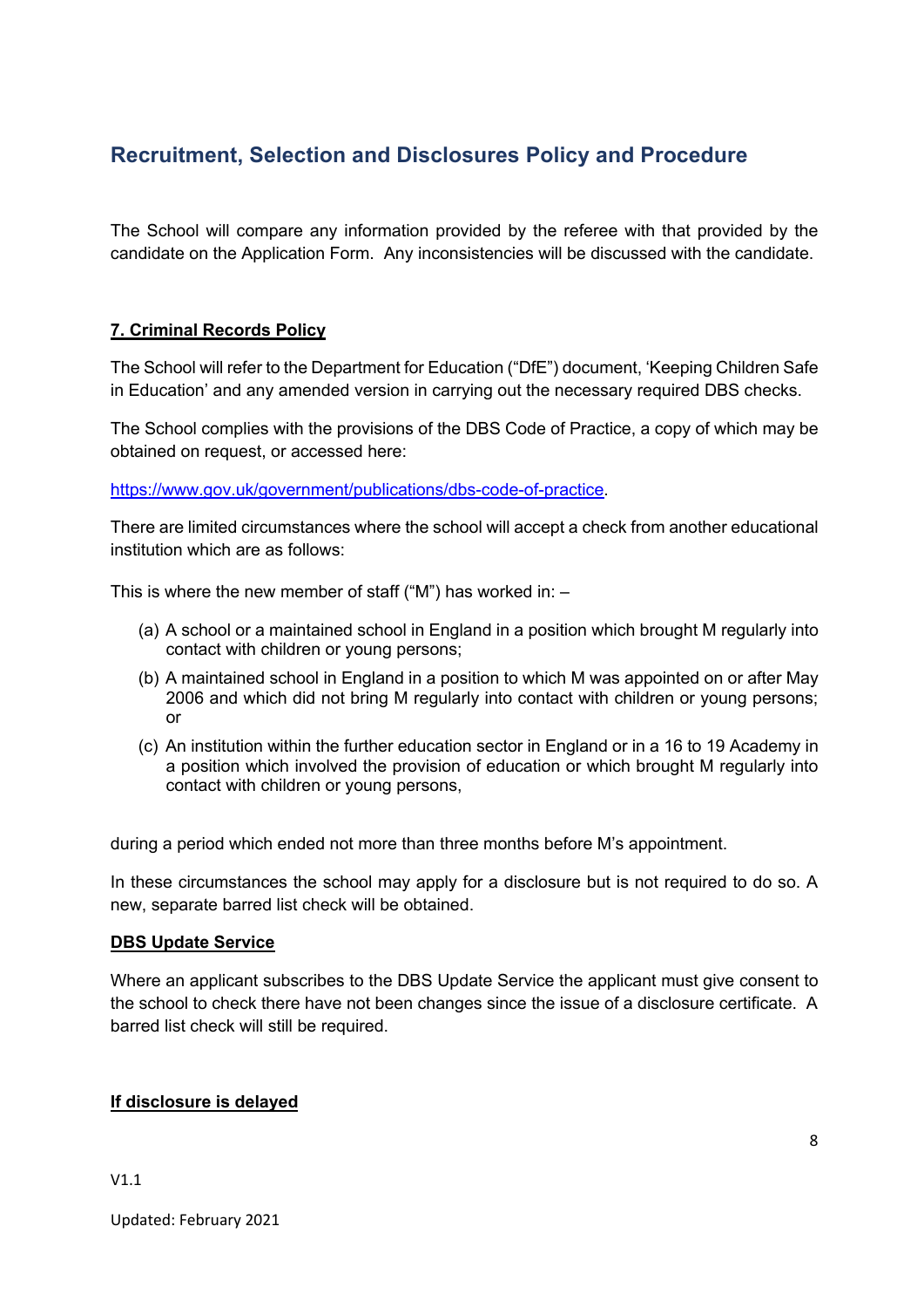The School will compare any information provided by the referee with that provided by the candidate on the Application Form. Any inconsistencies will be discussed with the candidate.

## **7. Criminal Records Policy**

The School will refer to the Department for Education ("DfE") document, 'Keeping Children Safe in Education' and any amended version in carrying out the necessary required DBS checks.

The School complies with the provisions of the DBS Code of Practice, a copy of which may be obtained on request, or accessed here:

https://www.gov.uk/government/publications/dbs-code-of-practice.

There are limited circumstances where the school will accept a check from another educational institution which are as follows:

This is where the new member of staff ("M") has worked in: –

(a) A school or a maintained school in England in a position which brought M regularly into contact with children or young persons;

(b) A maintained school in England in a position to which M was appointed on or after May 2006 and which did not bring M regularly into contact with children or young persons; or

(c) An institution within the further education sector in England or in a 16 to 19 Academy in a position which involved the provision of education or which brought M regularly into contact with children or young persons,

during a period which ended not more than three months before M's appointment.

In these circumstances the school may apply for a disclosure but is not required to do so. A new, separate barred list check will be obtained.

### **DBS Update Service**

Where an applicant subscribes to the DBS Update Service the applicant must give consent to the school to check there have not been changes since the issue of a disclosure certificate. A barred list check will still be required.

### **If disclosure is delayed**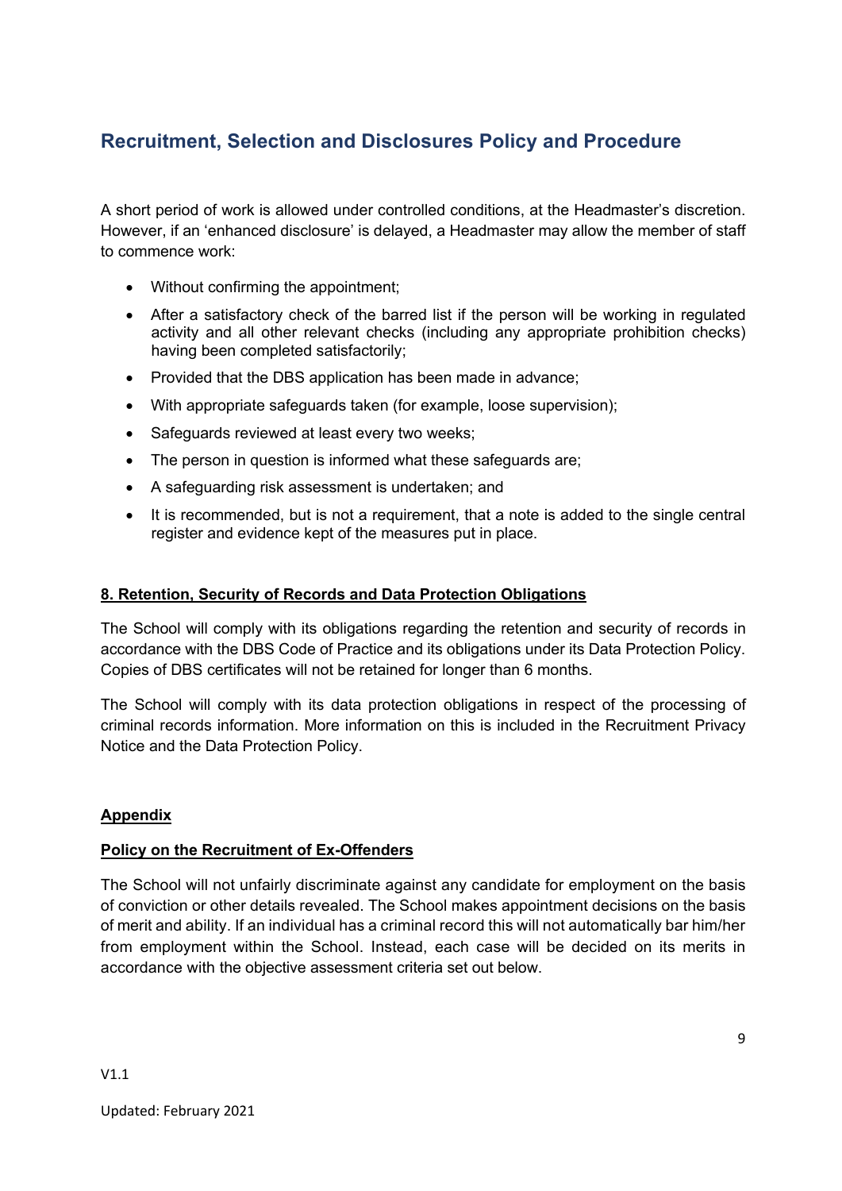A short period of work is allowed under controlled conditions, at the Headmaster's discretion. However, if an 'enhanced disclosure' is delayed, a Headmaster may allow the member of staff to commence work:

- Without confirming the appointment;
- After a satisfactory check of the barred list if the person will be working in regulated activity and all other relevant checks (including any appropriate prohibition checks) having been completed satisfactorily;
- Provided that the DBS application has been made in advance;
- With appropriate safeguards taken (for example, loose supervision);
- Safeguards reviewed at least every two weeks;
- The person in question is informed what these safeguards are;
- A safeguarding risk assessment is undertaken; and
- It is recommended, but is not a requirement, that a note is added to the single central register and evidence kept of the measures put in place.

## 8. Retention, Security of Records and Data Protection Obligations

The School will comply with its obligations regarding the retention and security of records in accordance with the DBS Code of Practice and its obligations under its Data Protection Policy. Copies of DBS certificates will not be retained for longer than 6 months.

The School will comply with its data protection obligations in respect of the processing of criminal records information. More information on this is included in the Recruitment Privacy Notice and the Data Protection Policy.

## Appendix

### Policy on the Recruitment of Ex-Offenders

The School will not unfairly discriminate against any candidate for employment on the basis of conviction or other details revealed. The School makes appointment decisions on the basis of merit and ability. If an individual has a criminal record this will not automatically bar him/her from employment within the School. Instead, each case will be decided on its merits in accordance with the objective assessment criteria set out below.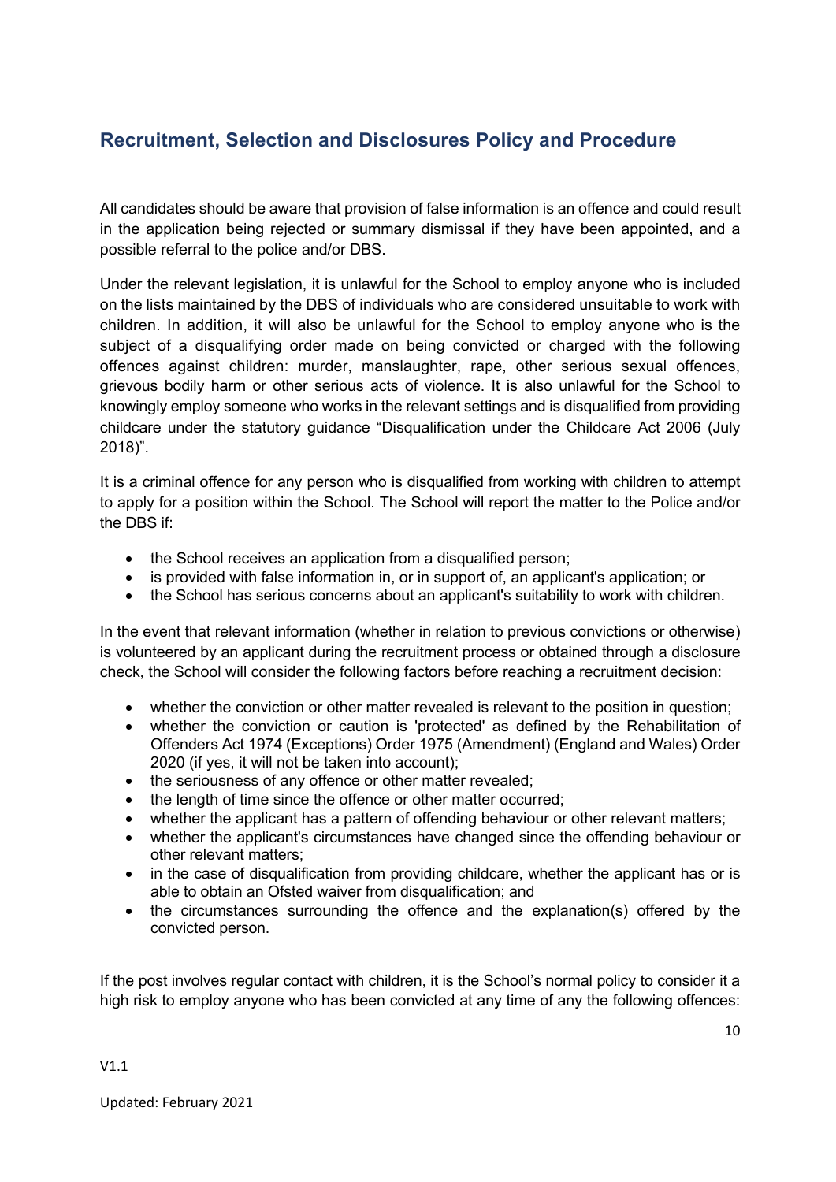## Recruitment, Selection and Disclosures Policy and Procedure

All candidates should be aware that provision of false information is an offence and could result in the application being rejected or summary dismissal if they have been appointed, and a possible referral to the police and/or DBS.

Under the relevant legislation, it is unlawful for the School to employ anyone who is included on the lists maintained by the DBS of individuals who are considered unsuitable to work with children. In addition, it will also be unlawful for the School to employ anyone who is the subject of a disqualifying order made on being convicted or charged with the following offences against children: murder, manslaughter, rape, other serious sexual offences, grievous bodily harm or other serious acts of violence. It is also unlawful for the School to knowingly employ someone who works in the relevant settings and is disqualified from providing childcare under the statutory guidance "Disqualification under the Childcare Act 2006 (July 2018)".

It is a criminal offence for any person who is disqualified from working with children to attempt to apply for a position within the School. The School will report the matter to the Police and/or the DBS if:

- the School receives an application from a disqualified person;
- is provided with false information in, or in support of, an applicant's application; or
- the School has serious concerns about an applicant's suitability to work with children.

In the event that relevant information (whether in relation to previous convictions or otherwise) is volunteered by an applicant during the recruitment process or obtained through a disclosure check, the School will consider the following factors before reaching a recruitment decision:

- whether the conviction or other matter revealed is relevant to the position in question;
- whether the conviction or caution is 'protected' as defined by the Rehabilitation of Offenders Act 1974 (Exceptions) Order 1975 (Amendment) (England and Wales) Order 2020 (if yes, it will not be taken into account);
- the seriousness of any offence or other matter revealed;
- the length of time since the offence or other matter occurred;
- whether the applicant has a pattern of offending behaviour or other relevant matters;
- whether the applicant's circumstances have changed since the offending behaviour or other relevant matters;
- in the case of disqualification from providing childcare, whether the applicant has or is able to obtain an Ofsted waiver from disqualification; and
- the circumstances surrounding the offence and the explanation(s) offered by the convicted person.

If the post involves regular contact with children, it is the School's normal policy to consider it a high risk to employ anyone who has been convicted at any time of any the following offences: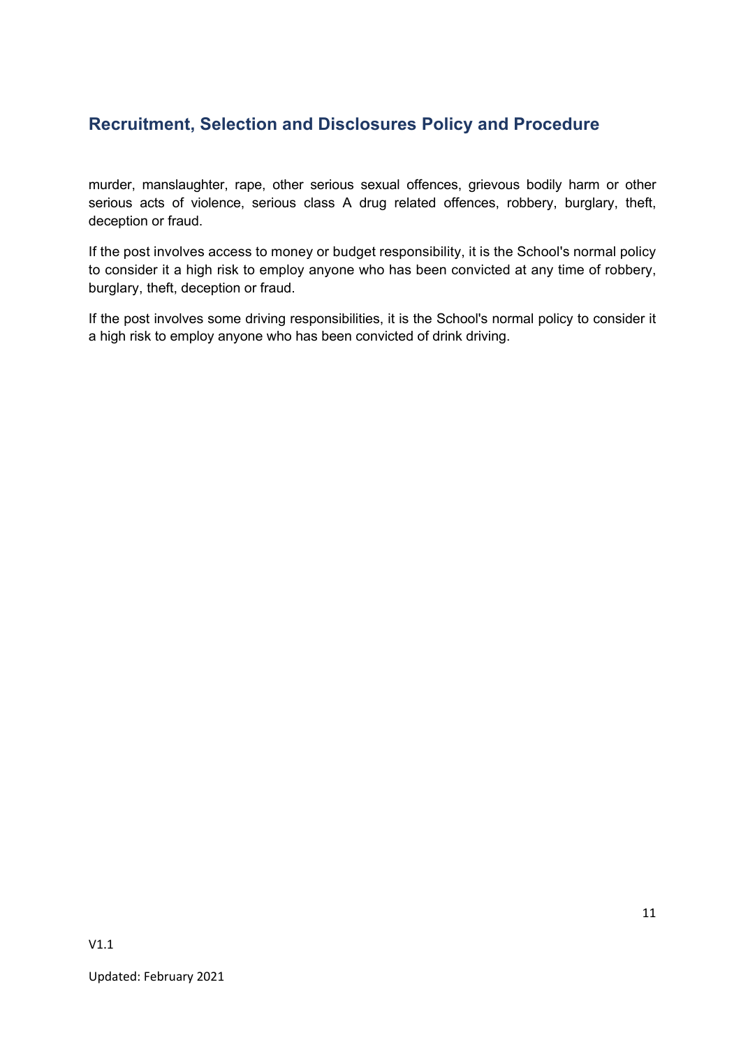murder, manslaughter, rape, other serious sexual offences, grievous bodily harm or other serious acts of violence, serious class A drug related offences, robbery, burglary, theft, deception or fraud.

If the post involves access to money or budget responsibility, it is the School's normal policy to consider it a high risk to employ anyone who has been convicted at any time of robbery, burglary, theft, deception or fraud.

If the post involves some driving responsibilities, it is the School's normal policy to consider it a high risk to employ anyone who has been convicted of drink driving.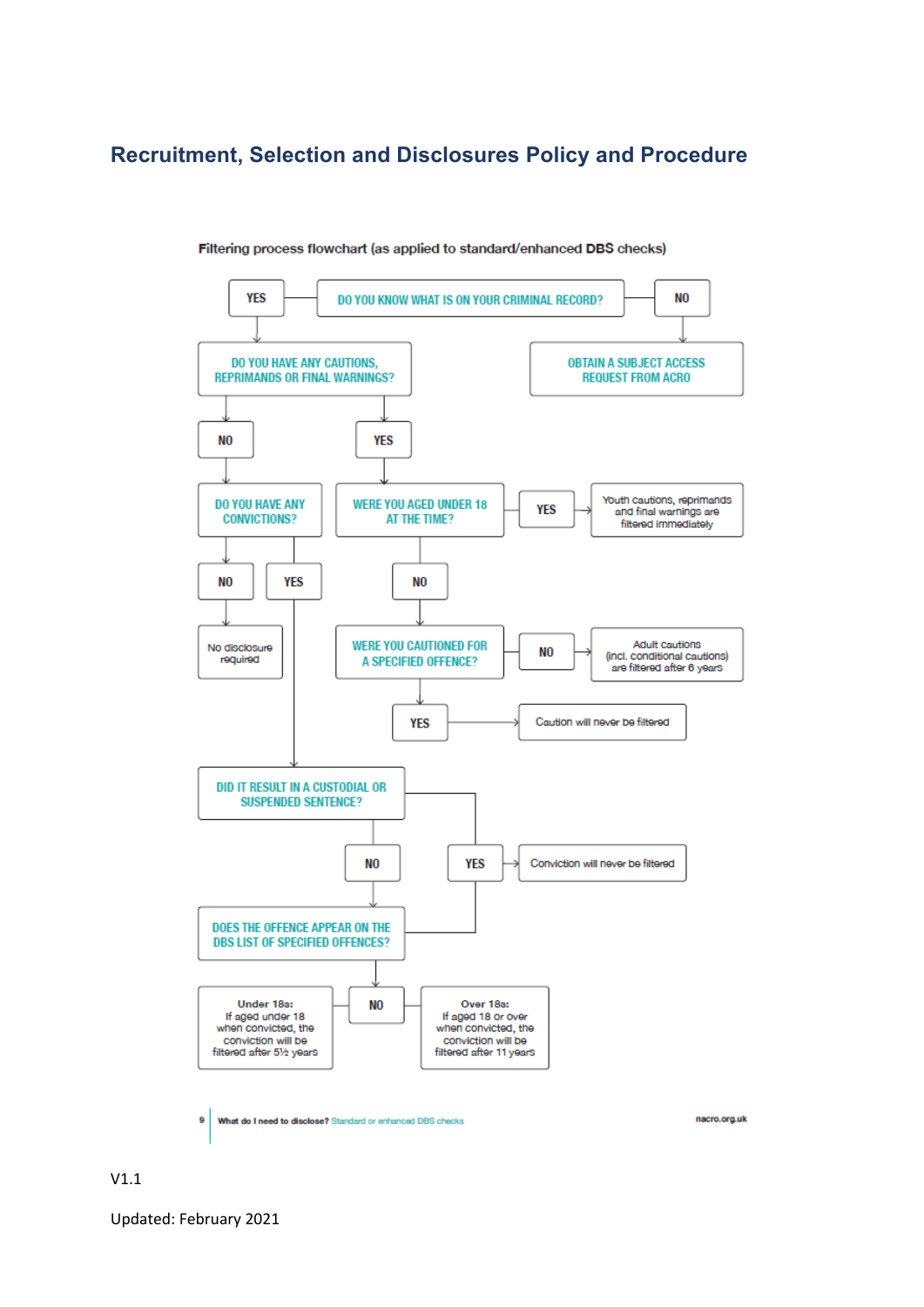## Recruitment, Selection and Disclosures Policy and Procedure

Filtering process flowchart (as applied to standard/enhanced DBS checks)

DO YOU KNOW WHAT IS ON YOUR CRIMINAL RECORD?

YES

NO

OBTAIN A SUBJECT ACCESS REQUEST FROM ACRO

DO YOU HAVE ANY CAUTIONS, REPRIMANDS OR FINAL WARNINGS?

NO

YES

DO YOU HAVE ANY CONVICTIONS?

WERE YOU AGED UNDER 18 AT THE TIME?

YES

Youth cautions, reprimands and final warnings are filtered immediately

NO

YES

NO

No disclosure required

WERE YOU CAUTIONED FOR A SPECIFIED OFFENCE?

NO

Adult cautions (incl. conditional cautions) are filtered after 6 years

YES

Caution will never be filtered

DID IT RESULT IN A CUSTODIAL OR SUSPENDED SENTENCE?

NO

YES

Conviction will never be filtered

DOES THE OFFENCE APPEAR ON THE DBS LIST OF SPECIFIED OFFENCES?

NO

Under 18s: If aged under 18 when convicted, the conviction will be filtered after 5½ years

Over 18s: If aged 18 or over when convicted, the conviction will be filtered after 11 years

9 What do I need to disclose? Standard or enhanced DBS checks nacro.org.uk

V1.1

Updated: February 2021